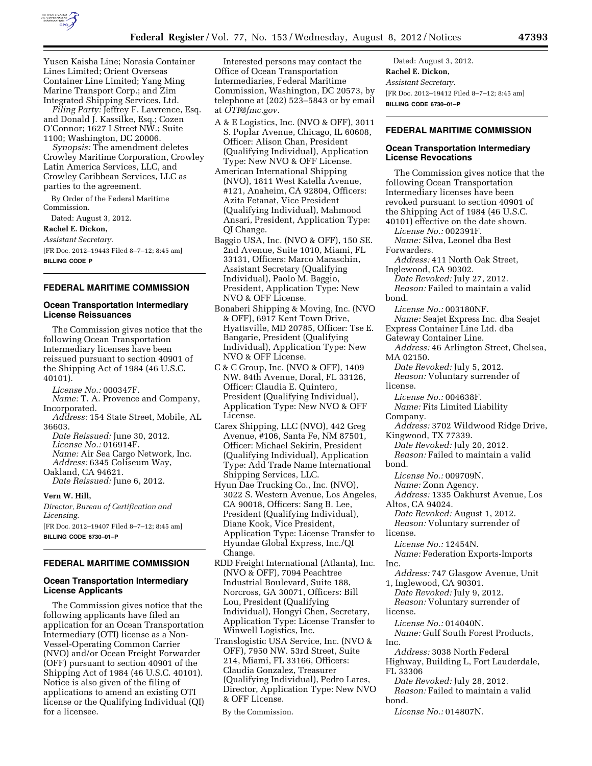Yusen Kaisha Line; Norasia Container Lines Limited; Orient Overseas Container Line Limited; Yang Ming Marine Transport Corp.; and Zim Integrated Shipping Services, Ltd.

*Filing Party:* Jeffrey F. Lawrence, Esq. and Donald J. Kassilke, Esq.; Cozen O'Connor; 1627 I Street NW.; Suite 1100; Washington, DC 20006.

*Synopsis:* The amendment deletes Crowley Maritime Corporation, Crowley Latin America Services, LLC, and Crowley Caribbean Services, LLC as parties to the agreement.

By Order of the Federal Maritime Commission.

Dated: August 3, 2012.

**Rachel E. Dickon,**

*Assistant Secretary.*

[FR Doc. 2012–19443 Filed 8–7–12; 8:45 am]

**BILLING CODE P**

## FEDERAL MARITIME COMMISSION

### Ocean Transportation Intermediary License Reissuances

The Commission gives notice that the following Ocean Transportation Intermediary licenses have been reissued pursuant to section 40901 of the Shipping Act of 1984 (46 U.S.C. 40101).

*License No.:* 000347F.

*Name:* T. A. Provence and Company, Incorporated.

*Address:* 154 State Street, Mobile, AL 36603.

*Date Reissued:* June 30, 2012.

*License No.:* 016914F.

*Name:* Air Sea Cargo Network, Inc.

*Address:* 6345 Coliseum Way, Oakland, CA 94621.

*Date Reissued:* June 6, 2012.

**Vern W. Hill,**

*Director, Bureau of Certification and Licensing.*

[FR Doc. 2012–19407 Filed 8–7–12; 8:45 am]

**BILLING CODE 6730–01–P**

## FEDERAL MARITIME COMMISSION

### Ocean Transportation Intermediary License Applicants

The Commission gives notice that the following applicants have filed an application for an Ocean Transportation Intermediary (OTI) license as a Non-Vessel-Operating Common Carrier (NVO) and/or Ocean Freight Forwarder (OFF) pursuant to section 40901 of the Shipping Act of 1984 (46 U.S.C. 40101). Notice is also given of the filing of applications to amend an existing OTI license or the Qualifying Individual (QI) for a licensee.

Interested persons may contact the Office of Ocean Transportation Intermediaries, Federal Maritime Commission, Washington, DC 20573, by telephone at (202) 523–5843 or by email at *OTI@fmc.gov.*

A & E Logistics, Inc. (NVO & OFF), 3011 S. Poplar Avenue, Chicago, IL 60608, Officer: Alison Chan, President (Qualifying Individual), Application Type: New NVO & OFF License.

American International Shipping (NVO), 1811 West Katella Avenue, #121, Anaheim, CA 92804, Officers: Azita Fetanat, Vice President (Qualifying Individual), Mahmood Ansari, President, Application Type: QI Change.

Baggio USA, Inc. (NVO & OFF), 150 SE. 2nd Avenue, Suite 1010, Miami, FL 33131, Officers: Marco Maraschin, Assistant Secretary (Qualifying Individual), Paolo M. Baggio, President, Application Type: New NVO & OFF License.

Bonaberi Shipping & Moving, Inc. (NVO & OFF), 6917 Kent Town Drive, Hyattsville, MD 20785, Officer: Tse E. Bangarie, President (Qualifying Individual), Application Type: New NVO & OFF License.

C & C Group, Inc. (NVO & OFF), 1409 NW. 84th Avenue, Doral, FL 33126, Officer: Claudia E. Quintero, President (Qualifying Individual), Application Type: New NVO & OFF License.

Carex Shipping, LLC (NVO), 442 Greg Avenue, #106, Santa Fe, NM 87501, Officer: Michael Sekirin, President (Qualifying Individual), Application Type: Add Trade Name International Shipping Services, LLC.

Hyun Dae Trucking Co., Inc. (NVO), 3022 S. Western Avenue, Los Angeles, CA 90018, Officers: Sang B. Lee, President (Qualifying Individual), Diane Kook, Vice President, Application Type: License Transfer to Hyundae Global Express, Inc./QI Change.

RDD Freight International (Atlanta), Inc. (NVO & OFF), 7094 Peachtree Industrial Boulevard, Suite 188, Norcross, GA 30071, Officers: Bill Lou, President (Qualifying Individual), Hongyi Chen, Secretary, Application Type: License Transfer to Winwell Logistics, Inc.

Translogistic USA Service, Inc. (NVO & OFF), 7950 NW. 53rd Street, Suite 214, Miami, FL 33166, Officers: Claudia Gonzalez, Treasurer (Qualifying Individual), Pedro Lares, Director, Application Type: New NVO & OFF License.

By the Commission.

Dated: August 3, 2012.

**Rachel E. Dickon,**

*Assistant Secretary.*

[FR Doc. 2012–19412 Filed 8–7–12; 8:45 am]

**BILLING CODE 6730–01–P**

## FEDERAL MARITIME COMMISSION

### Ocean Transportation Intermediary License Revocations

The Commission gives notice that the following Ocean Transportation Intermediary licenses have been revoked pursuant to section 40901 of the Shipping Act of 1984 (46 U.S.C. 40101) effective on the date shown.

*License No.:* 002391F.

*Name:* Silva, Leonel dba Best Forwarders.

*Address:* 411 North Oak Street, Inglewood, CA 90302.

*Date Revoked:* July 27, 2012.

*Reason:* Failed to maintain a valid bond.

*License No.:* 003180NF.

*Name:* Seajet Express Inc. dba Seajet Express Container Line Ltd. dba Gateway Container Line.

*Address:* 46 Arlington Street, Chelsea, MA 02150.

*Date Revoked:* July 5, 2012.

*Reason:* Voluntary surrender of license.

*License No.:* 004638F.

*Name:* Fits Limited Liability Company.

*Address:* 3702 Wildwood Ridge Drive, Kingwood, TX 77339.

*Date Revoked:* July 20, 2012.

*Reason:* Failed to maintain a valid bond.

*License No.:* 009709N.

*Name:* Zonn Agency.

*Address:* 1335 Oakhurst Avenue, Los Altos, CA 94024.

*Date Revoked:* August 1, 2012.

*Reason:* Voluntary surrender of license.

*License No.:* 12454N.

*Name:* Federation Exports-Imports Inc.

*Address:* 747 Glasgow Avenue, Unit 1, Inglewood, CA 90301.

*Date Revoked:* July 9, 2012.

*Reason:* Voluntary surrender of license.

*License No.:* 014040N.

*Name:* Gulf South Forest Products, Inc.

*Address:* 3038 North Federal Highway, Building L, Fort Lauderdale, FL 33306

*Date Revoked:* July 28, 2012.

*Reason:* Failed to maintain a valid bond.

*License No.:* 014807N.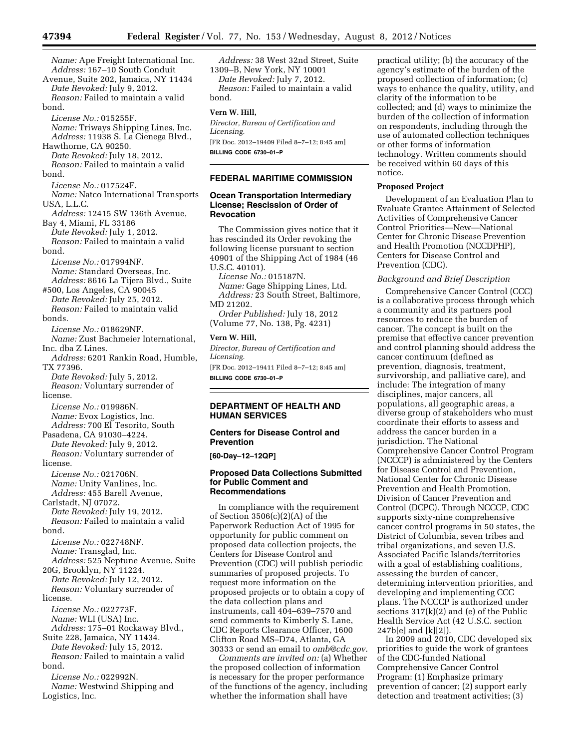*Name:* Ape Freight International Inc.
*Address:* 167–10 South Conduit Avenue, Suite 202, Jamaica, NY 11434
*Date Revoked:* July 9, 2012.
*Reason:* Failed to maintain a valid bond.

*License No.:* 015255F.
*Name:* Triways Shipping Lines, Inc.
*Address:* 11938 S. La Cienega Blvd., Hawthorne, CA 90250.
*Date Revoked:* July 18, 2012.
*Reason:* Failed to maintain a valid bond.

*License No.:* 017524F.
*Name:* Natco International Transports USA, L.L.C.
*Address:* 12415 SW 136th Avenue, Bay 4, Miami, FL 33186
*Date Revoked:* July 1, 2012.
*Reason:* Failed to maintain a valid bond.

*License No.:* 017994NF.
*Name:* Standard Overseas, Inc.
*Address:* 8616 La Tijera Blvd., Suite #500, Los Angeles, CA 90045
*Date Revoked:* July 25, 2012.
*Reason:* Failed to maintain valid bonds.

*License No.:* 018629NF.
*Name:* Zust Bachmeier International, Inc. dba Z Lines.
*Address:* 6201 Rankin Road, Humble, TX 77396.
*Date Revoked:* July 5, 2012.
*Reason:* Voluntary surrender of license.

*License No.:* 019986N.
*Name:* Evox Logistics, Inc.
*Address:* 700 El Tesorito, South Pasadena, CA 91030–4224.
*Date Revoked:* July 9, 2012.
*Reason:* Voluntary surrender of license.

*License No.:* 021706N.
*Name:* Unity Vanlines, Inc.
*Address:* 455 Barell Avenue, Carlstadt, NJ 07072.
*Date Revoked:* July 19, 2012.
*Reason:* Failed to maintain a valid bond.

*License No.:* 022748NF.
*Name:* Transglad, Inc.
*Address:* 525 Neptune Avenue, Suite 20G, Brooklyn, NY 11224.
*Date Revoked:* July 12, 2012.
*Reason:* Voluntary surrender of license.

*License No.:* 022773F.
*Name:* WLI (USA) Inc.
*Address:* 175–01 Rockaway Blvd., Suite 228, Jamaica, NY 11434.
*Date Revoked:* July 15, 2012.
*Reason:* Failed to maintain a valid bond.

*License No.:* 022992N.
*Name:* Westwind Shipping and Logistics, Inc.
*Address:* 38 West 32nd Street, Suite 1309–B, New York, NY 10001
*Date Revoked:* July 7, 2012.
*Reason:* Failed to maintain a valid bond.

**Vern W. Hill,**

*Director, Bureau of Certification and Licensing.*

[FR Doc. 2012–19409 Filed 8–7–12; 8:45 am]

**BILLING CODE 6730–01–P**

## FEDERAL MARITIME COMMISSION

### Ocean Transportation Intermediary License; Rescission of Order of Revocation

The Commission gives notice that it has rescinded its Order revoking the following license pursuant to section 40901 of the Shipping Act of 1984 (46 U.S.C. 40101).

*License No.:* 015187N.
*Name:* Gage Shipping Lines, Ltd.
*Address:* 23 South Street, Baltimore, MD 21202.
*Order Published:* July 18, 2012 (Volume 77, No. 138, Pg. 4231)

**Vern W. Hill,**

*Director, Bureau of Certification and Licensing.*

[FR Doc. 2012–19411 Filed 8–7–12; 8:45 am]

**BILLING CODE 6730–01–P**

## DEPARTMENT OF HEALTH AND HUMAN SERVICES

### Centers for Disease Control and Prevention

**[60-Day–12–12QP]**

### Proposed Data Collections Submitted for Public Comment and Recommendations

In compliance with the requirement of Section 3506(c)(2)(A) of the Paperwork Reduction Act of 1995 for opportunity for public comment on proposed data collection projects, the Centers for Disease Control and Prevention (CDC) will publish periodic summaries of proposed projects. To request more information on the proposed projects or to obtain a copy of the data collection plans and instruments, call 404–639–7570 and send comments to Kimberly S. Lane, CDC Reports Clearance Officer, 1600 Clifton Road MS–D74, Atlanta, GA 30333 or send an email to *omb@cdc.gov.*

*Comments are invited on:* (a) Whether the proposed collection of information is necessary for the proper performance of the functions of the agency, including whether the information shall have practical utility; (b) the accuracy of the agency's estimate of the burden of the proposed collection of information; (c) ways to enhance the quality, utility, and clarity of the information to be collected; and (d) ways to minimize the burden of the collection of information on respondents, including through the use of automated collection techniques or other forms of information technology. Written comments should be received within 60 days of this notice.

**Proposed Project**

Development of an Evaluation Plan to Evaluate Grantee Attainment of Selected Activities of Comprehensive Cancer Control Priorities—New—National Center for Chronic Disease Prevention and Health Promotion (NCCDPHP), Centers for Disease Control and Prevention (CDC).

*Background and Brief Description*

Comprehensive Cancer Control (CCC) is a collaborative process through which a community and its partners pool resources to reduce the burden of cancer. The concept is built on the premise that effective cancer prevention and control planning should address the cancer continuum (defined as prevention, diagnosis, treatment, survivorship, and palliative care), and include: The integration of many disciplines, major cancers, all populations, all geographic areas, a diverse group of stakeholders who must coordinate their efforts to assess and address the cancer burden in a jurisdiction. The National Comprehensive Cancer Control Program (NCCCP) is administered by the Centers for Disease Control and Prevention, National Center for Chronic Disease Prevention and Health Promotion, Division of Cancer Prevention and Control (DCPC). Through NCCCP, CDC supports sixty-nine comprehensive cancer control programs in 50 states, the District of Columbia, seven tribes and tribal organizations, and seven U.S. Associated Pacific Islands/territories with a goal of establishing coalitions, assessing the burden of cancer, determining intervention priorities, and developing and implementing CCC plans. The NCCCP is authorized under sections 317(k)(2) and (e) of the Public Health Service Act (42 U.S.C. section 247b[e] and [k][2]).

In 2009 and 2010, CDC developed six priorities to guide the work of grantees of the CDC-funded National Comprehensive Cancer Control Program: (1) Emphasize primary prevention of cancer; (2) support early detection and treatment activities; (3)